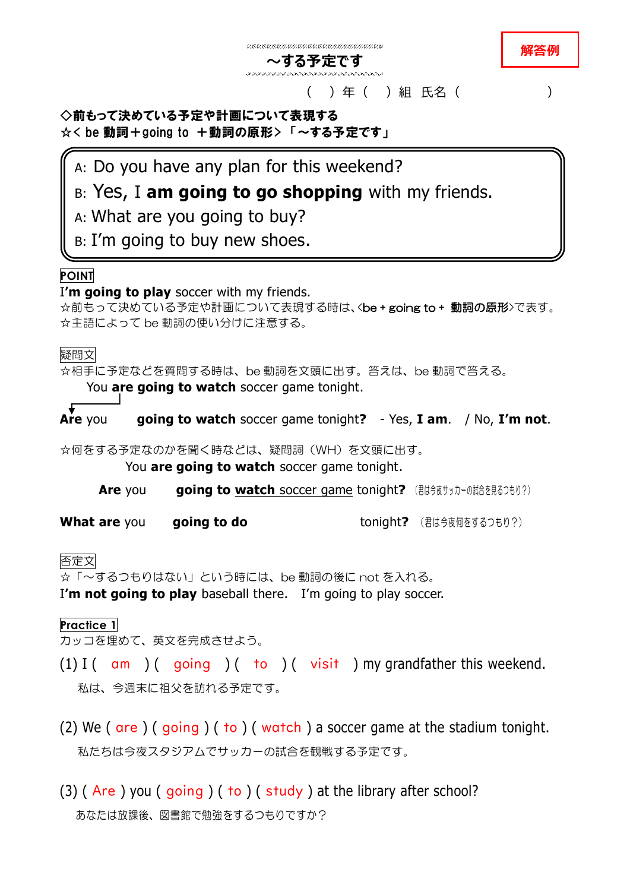# ～する予定です

**解答例**

（　）年（　）組　氏名（　　　　　　　　）

**◇前もって決めている予定や計画について表現する**
**☆＜ be 動詞＋going to ＋動詞の原形＞「～する予定です」**

> A: Do you have any plan for this weekend?
> B: Yes, I **am going to go shopping** with my friends.
> A: What are you going to buy?
> B: I'm going to buy new shoes.

**POINT**

I'**m going to play** soccer with my friends.
☆前もって決めている予定や計画について表現する時は、<**be + going to + 動詞の原形**>で表す。
☆主語によって be 動詞の使い分けに注意する。

**疑問文**

☆相手に予定などを質問する時は、be 動詞を文頭に出す。答えは、be 動詞で答える。

You **are going to watch** soccer game tonight.

**Are** you **going to watch** soccer game tonight**?** - Yes, **I am**. / No, **I'm not**.

☆何をする予定なのかを聞く時などは、疑問詞（WH）を文頭に出す。

You **are going to watch** soccer game tonight.

**Are** you **going to watch soccer game** tonight**?** （君は今夜サッカーの試合を見るつもり？）

**What are** you **going to do** tonight**?** （君は今夜何をするつもり？）

**否定文**

☆「～するつもりはない」という時には、be 動詞の後に not を入れる。
I'**m not going to play** baseball there.　I'm going to play soccer.

**Practice 1**

カッコを埋めて、英文を完成させよう。

(1) I ( am ) ( going ) ( to ) ( visit ) my grandfather this weekend.
私は、今週末に祖父を訪れる予定です。

(2) We ( are ) ( going ) ( to ) ( watch ) a soccer game at the stadium tonight.
私たちは今夜スタジアムでサッカーの試合を観戦する予定です。

(3) ( Are ) you ( going ) ( to ) ( study ) at the library after school?
あなたは放課後、図書館で勉強をするつもりですか？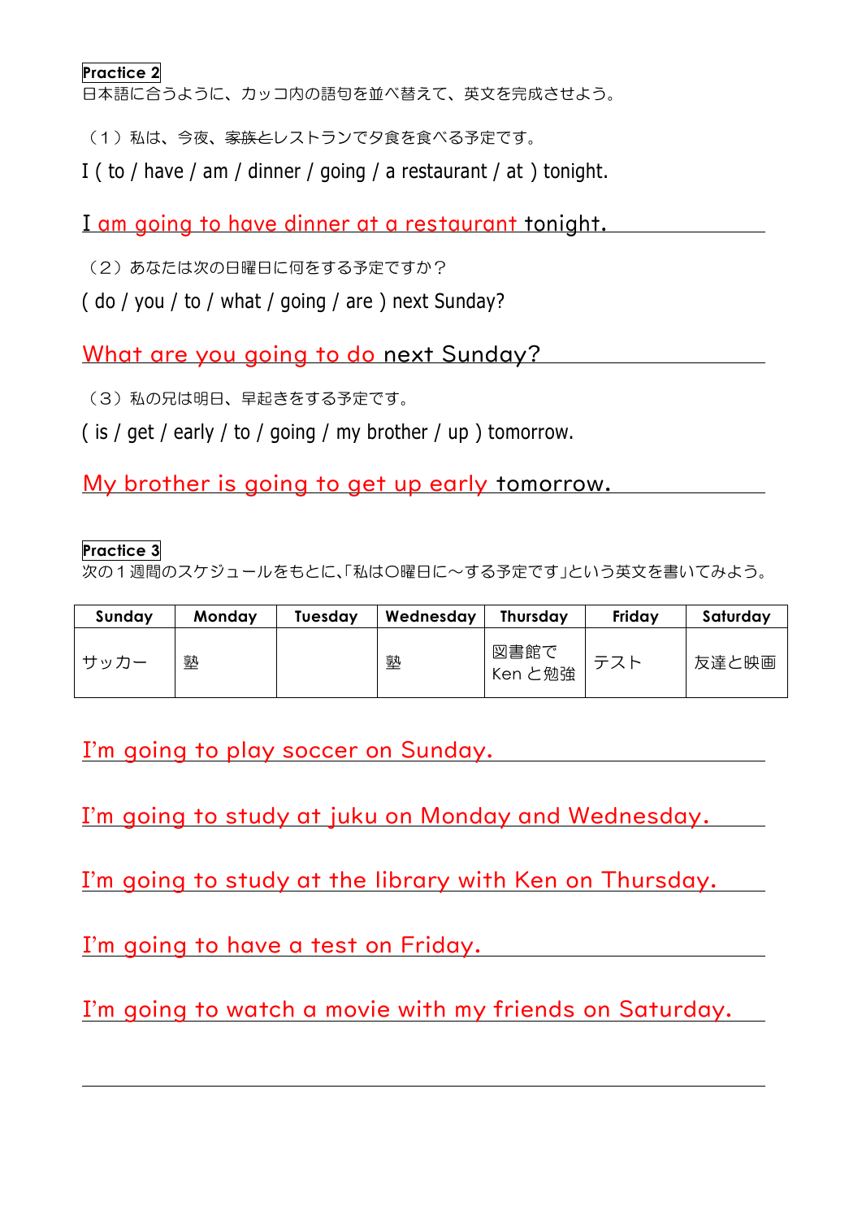**Practice 2**

日本語に合うように、カッコ内の語句を並べ替えて、英文を完成させせよう。

（１）私は、今夜、家族とレストランで夕食を食べる予定です。

I ( to / have / am / dinner / going / a restaurant / at ) tonight.

I am going to have dinner at a restaurant tonight.

（２）あなたは次の日曜日に何をする予定ですか？

( do / you / to / what / going / are ) next Sunday?

What are you going to do next Sunday?

（３）私の兄は明日、早起きをする予定です。

( is / get / early / to / going / my brother / up ) tomorrow.

My brother is going to get up early tomorrow.

**Practice 3**

次の１週間のスケジュールをもとに､｢私は○曜日に～する予定です｣という英文を書いてみよう。

| Sunday | Monday | Tuesday | Wednesday | Thursday | Friday | Saturday |
|---|---|---|---|---|---|---|
| サッカー | 塾 | | 塾 | 図書館で Ken と勉強 | テスト | 友達と映画 |

I'm going to play soccer on Sunday.

I'm going to study at juku on Monday and Wednesday.

I'm going to study at the library with Ken on Thursday.

I'm going to have a test on Friday.

I'm going to watch a movie with my friends on Saturday.